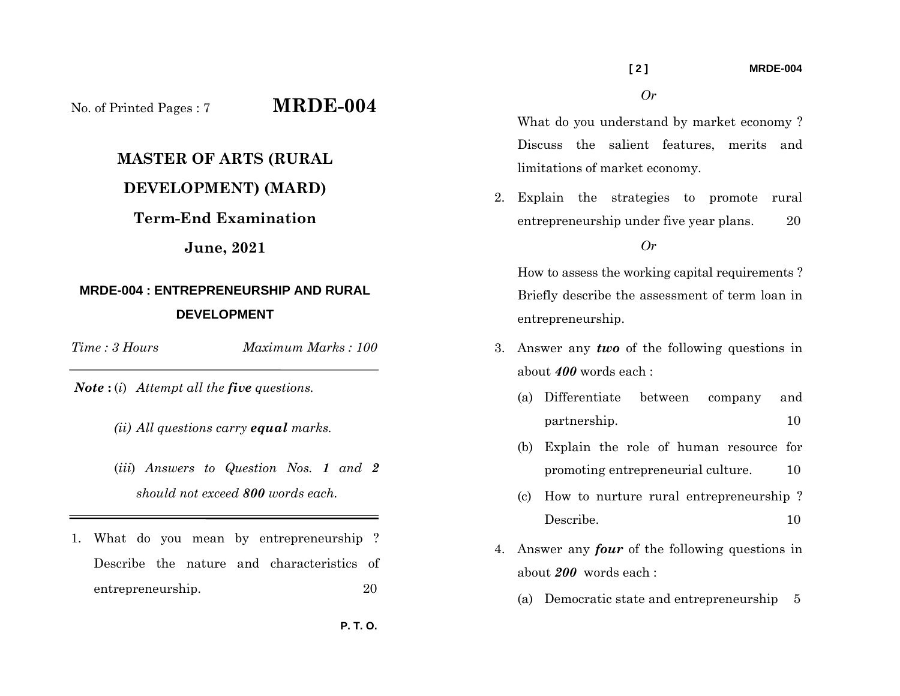No. of Printed Pages : 7

# MRDE-004

## MASTER OF ARTS (RURAL DEVELOPMENT) (MARD)

## Term-End Examination

## June, 2021

### MRDE-004 : ENTREPRENEURSHIP AND RURAL DEVELOPMENT

*Time : 3 Hours* *Maximum Marks : 100*

***Note :*** (*i*) *Attempt all the **five** questions.*

(*ii*) *All questions carry **equal** marks.*

(*iii*) *Answers to Question Nos. **1** and **2** should not exceed **800** words each.*

---

1. What do you mean by entrepreneurship ? Describe the nature and characteristics of entrepreneurship. 20

*Or*

What do you understand by market economy ? Discuss the salient features, merits and limitations of market economy.

2. Explain the strategies to promote rural entrepreneurship under five year plans. 20

*Or*

How to assess the working capital requirements ? Briefly describe the assessment of term loan in entrepreneurship.

3. Answer any ***two*** of the following questions in about ***400*** words each :

   (a) Differentiate between company and partnership. 10

   (b) Explain the role of human resource for promoting entrepreneurial culture. 10

   (c) How to nurture rural entrepreneurship ? Describe. 10

4. Answer any ***four*** of the following questions in about ***200*** words each :

   (a) Democratic state and entrepreneurship 5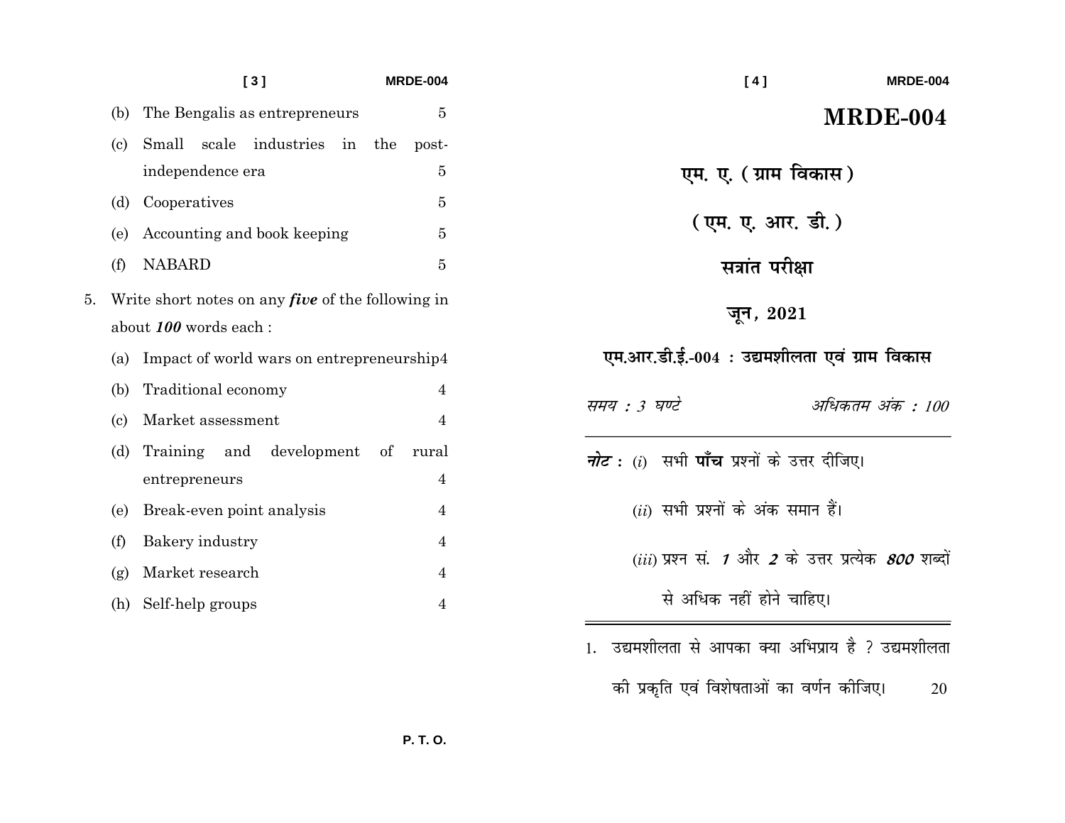(b) The Bengalis as entrepreneurs 5

(c) Small scale industries in the post-independence era 5

(d) Cooperatives 5

(e) Accounting and book keeping 5

(f) NABARD 5

5. Write short notes on any ***five*** of the following in about ***100*** words each :

(a) Impact of world wars on entrepreneurship 4

(b) Traditional economy 4

(c) Market assessment 4

(d) Training and development of rural entrepreneurs 4

(e) Break-even point analysis 4

(f) Bakery industry 4

(g) Market research 4

(h) Self-help groups 4

P. T. O.

# MRDE-004

## एम. ए. ( ग्राम विकास )

## ( एम. ए. आर. डी. )

## सत्रांत परीक्षा

## जून, 2021

### एम.आर.डी.ई.-004 : उद्यमशीलता एवं ग्राम विकास

*समय : 3 घण्टे* *अधिकतम अंक : 100*

***नोट :*** (*i*) सभी **पाँच** प्रश्नों के उत्तर दीजिए।

(*ii*) सभी प्रश्नों के अंक समान हैं।

(*iii*) प्रश्न सं. ***1*** और ***2*** के उत्तर प्रत्येक ***800*** शब्दों से अधिक नहीं होने चाहिए।

1. उद्यमशीलता से आपका क्या अभिप्राय है ? उद्यमशीलता की प्रकृति एवं विशेषताओं का वर्णन कीजिए। 20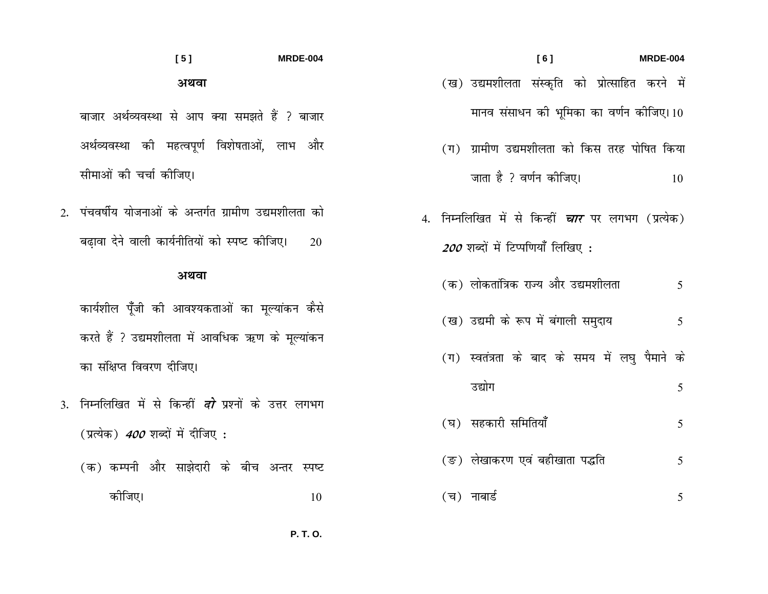**अथवा**

बाजार अर्थव्यवस्था से आप क्या समझते हैं ? बाजार अर्थव्यवस्था की महत्वपूर्ण विशेषताओं, लाभ और सीमाओं की चर्चा कीजिए।

2. पंचवर्षीय योजनाओं के अन्तर्गत ग्रामीण उद्यमशीलता को बढ़ावा देने वाली कार्यनीतियों को स्पष्ट कीजिए। 20

**अथवा**

कार्यशील पूँजी की आवश्यकताओं का मूल्यांकन कैसे करते हैं ? उद्यमशीलता में आवधिक ऋण के मूल्यांकन का संक्षिप्त विवरण दीजिए।

3. निम्नलिखित में से किन्हीं ***दो*** प्रश्नों के उत्तर लगभग (प्रत्येक) ***400*** शब्दों में दीजिए :

   (क) कम्पनी और साझेदारी के बीच अन्तर स्पष्ट कीजिए। 10

   (ख) उद्यमशीलता संस्कृति को प्रोत्साहित करने में मानव संसाधन की भूमिका का वर्णन कीजिए। 10

   (ग) ग्रामीण उद्यमशीलता को किस तरह पोषित किया जाता है ? वर्णन कीजिए। 10

4. निम्नलिखित में से किन्हीं ***चार*** पर लगभग (प्रत्येक) ***200*** शब्दों में टिप्पणियाँ लिखिए :

   (क) लोकतांत्रिक राज्य और उद्यमशीलता 5

   (ख) उद्यमी के रूप में बंगाली समुदाय 5

   (ग) स्वतंत्रता के बाद के समय में लघु पैमाने के उद्योग 5

   (घ) सहकारी समितियाँ 5

   (ङ) लेखाकरण एवं बहीखाता पद्धति 5

   (च) नाबार्ड 5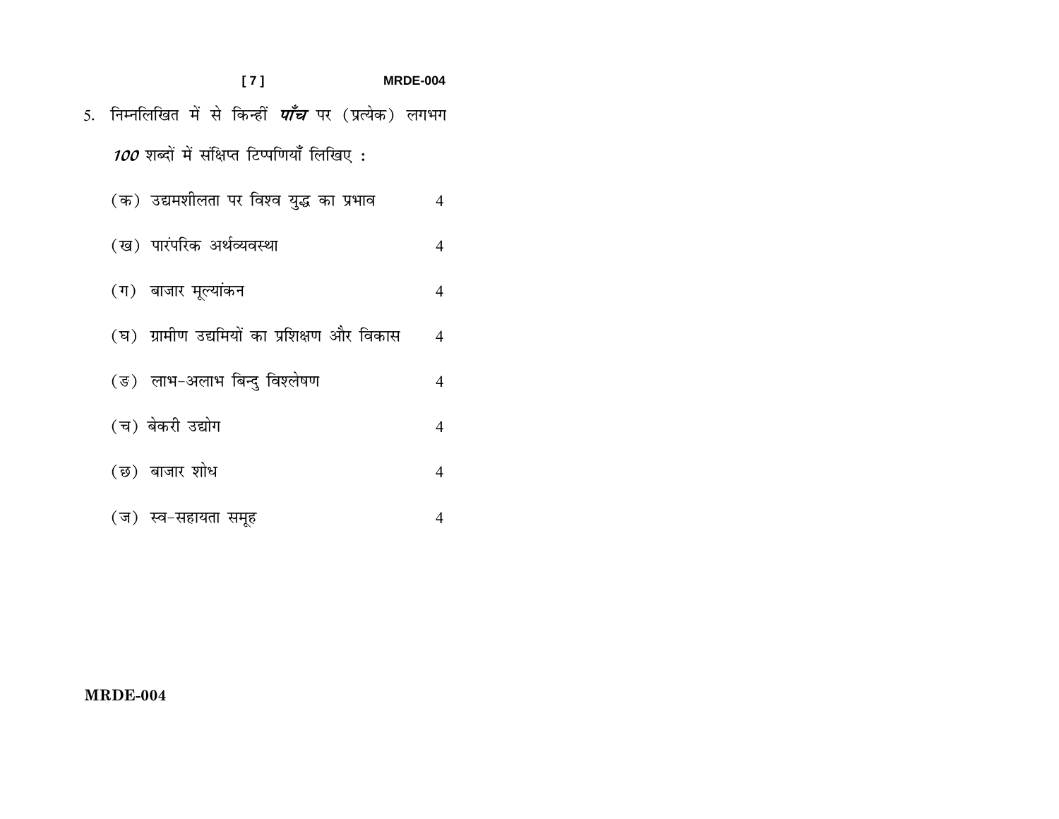5. निम्नलिखित में से किन्हीं ***पाँच*** पर (प्रत्येक) लगभग *100* शब्दों में संक्षिप्त टिप्पणियाँ लिखिए :

(क) उद्यमशीलता पर विश्व युद्ध का प्रभाव 4

(ख) पारंपरिक अर्थव्यवस्था 4

(ग) बाजार मूल्यांकन 4

(घ) ग्रामीण उद्यमियों का प्रशिक्षण और विकास 4

(ङ) लाभ-अलाभ बिन्दु विश्लेषण 4

(च) बेकरी उद्योग 4

(छ) बाजार शोध 4

(ज) स्व-सहायता समूह 4